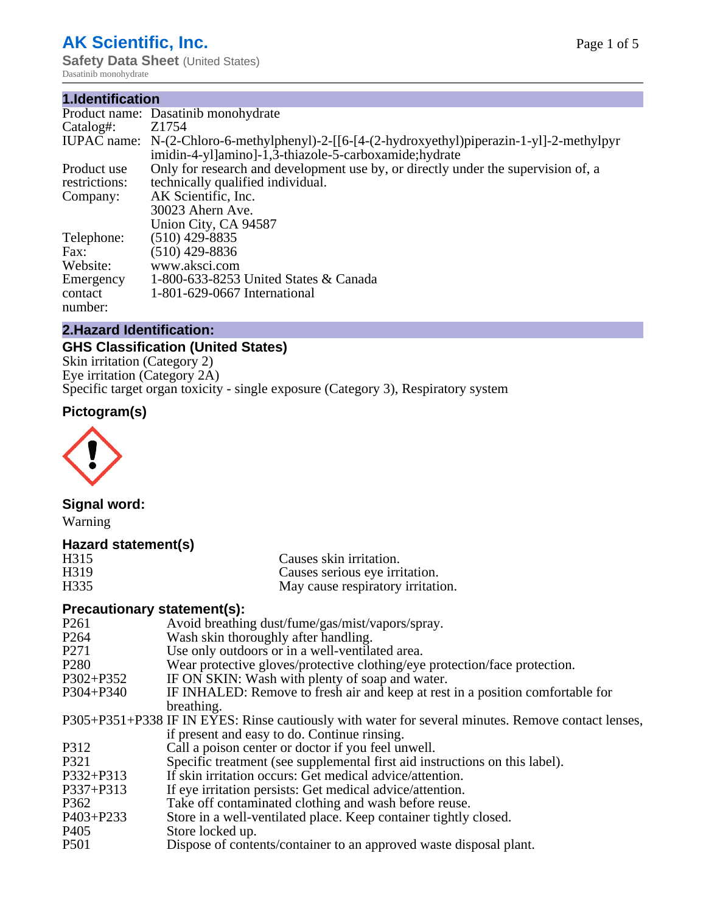# AK Scientific, Inc.

**Safety Data Sheet** (United States)

Dasatinib monohydrate

## 1.Identification

| | |
|---|---|
| Product name: | Dasatinib monohydrate |
| Catalog#: | Z1754 |
| IUPAC name: | N-(2-Chloro-6-methylphenyl)-2-[[6-[4-(2-hydroxyethyl)piperazin-1-yl]-2-methylpyrimidin-4-yl]amino]-1,3-thiazole-5-carboxamide;hydrate |
| Product use restrictions: | Only for research and development use by, or directly under the supervision of, a technically qualified individual. |
| Company: | AK Scientific, Inc.<br>30023 Ahern Ave.<br>Union City, CA 94587 |
| Telephone: | (510) 429-8835 |
| Fax: | (510) 429-8836 |
| Website: | www.aksci.com |
| Emergency contact number: | 1-800-633-8253 United States & Canada<br>1-801-629-0667 International |

## 2.Hazard Identification:

### GHS Classification (United States)

Skin irritation (Category 2)
Eye irritation (Category 2A)
Specific target organ toxicity - single exposure (Category 3), Respiratory system

### Pictogram(s)

### Signal word:

Warning

### Hazard statement(s)

| | |
|---|---|
| H315 | Causes skin irritation. |
| H319 | Causes serious eye irritation. |
| H335 | May cause respiratory irritation. |

### Precautionary statement(s):

| | |
|---|---|
| P261 | Avoid breathing dust/fume/gas/mist/vapors/spray. |
| P264 | Wash skin thoroughly after handling. |
| P271 | Use only outdoors or in a well-ventilated area. |
| P280 | Wear protective gloves/protective clothing/eye protection/face protection. |
| P302+P352 | IF ON SKIN: Wash with plenty of soap and water. |
| P304+P340 | IF INHALED: Remove to fresh air and keep at rest in a position comfortable for breathing. |
| P305+P351+P338 | IF IN EYES: Rinse cautiously with water for several minutes. Remove contact lenses, if present and easy to do. Continue rinsing. |
| P312 | Call a poison center or doctor if you feel unwell. |
| P321 | Specific treatment (see supplemental first aid instructions on this label). |
| P332+P313 | If skin irritation occurs: Get medical advice/attention. |
| P337+P313 | If eye irritation persists: Get medical advice/attention. |
| P362 | Take off contaminated clothing and wash before reuse. |
| P403+P233 | Store in a well-ventilated place. Keep container tightly closed. |
| P405 | Store locked up. |
| P501 | Dispose of contents/container to an approved waste disposal plant. |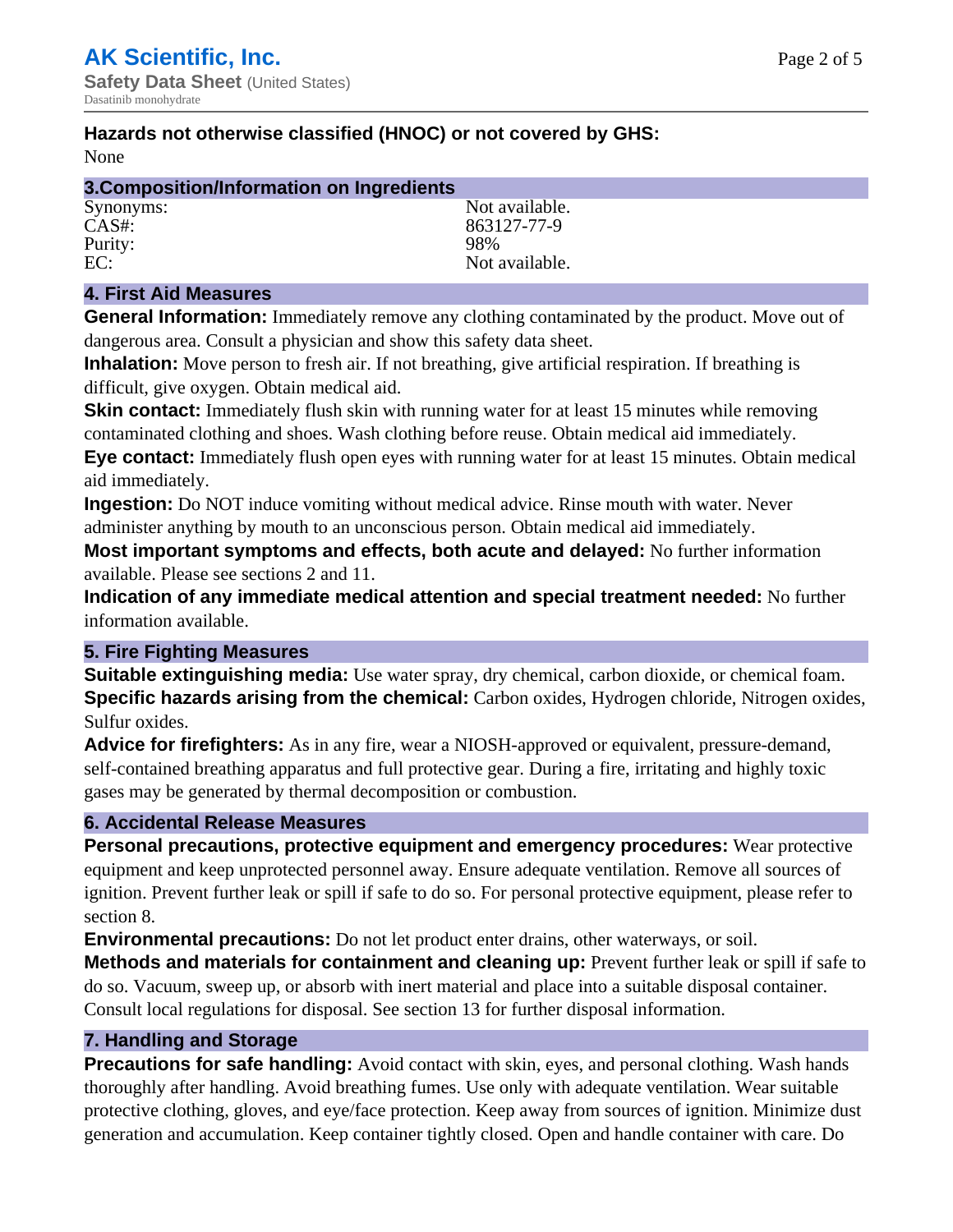**Hazards not otherwise classified (HNOC) or not covered by GHS:**
None

## 3.Composition/Information on Ingredients

| | |
|---|---|
| Synonyms: | Not available. |
| CAS#: | 863127-77-9 |
| Purity: | 98% |
| EC: | Not available. |

## 4. First Aid Measures

**General Information:** Immediately remove any clothing contaminated by the product. Move out of dangerous area. Consult a physician and show this safety data sheet.

**Inhalation:** Move person to fresh air. If not breathing, give artificial respiration. If breathing is difficult, give oxygen. Obtain medical aid.

**Skin contact:** Immediately flush skin with running water for at least 15 minutes while removing contaminated clothing and shoes. Wash clothing before reuse. Obtain medical aid immediately.

**Eye contact:** Immediately flush open eyes with running water for at least 15 minutes. Obtain medical aid immediately.

**Ingestion:** Do NOT induce vomiting without medical advice. Rinse mouth with water. Never administer anything by mouth to an unconscious person. Obtain medical aid immediately.

**Most important symptoms and effects, both acute and delayed:** No further information available. Please see sections 2 and 11.

**Indication of any immediate medical attention and special treatment needed:** No further information available.

## 5. Fire Fighting Measures

**Suitable extinguishing media:** Use water spray, dry chemical, carbon dioxide, or chemical foam.

**Specific hazards arising from the chemical:** Carbon oxides, Hydrogen chloride, Nitrogen oxides, Sulfur oxides.

**Advice for firefighters:** As in any fire, wear a NIOSH-approved or equivalent, pressure-demand, self-contained breathing apparatus and full protective gear. During a fire, irritating and highly toxic gases may be generated by thermal decomposition or combustion.

## 6. Accidental Release Measures

**Personal precautions, protective equipment and emergency procedures:** Wear protective equipment and keep unprotected personnel away. Ensure adequate ventilation. Remove all sources of ignition. Prevent further leak or spill if safe to do so. For personal protective equipment, please refer to section 8.

**Environmental precautions:** Do not let product enter drains, other waterways, or soil.

**Methods and materials for containment and cleaning up:** Prevent further leak or spill if safe to do so. Vacuum, sweep up, or absorb with inert material and place into a suitable disposal container. Consult local regulations for disposal. See section 13 for further disposal information.

## 7. Handling and Storage

**Precautions for safe handling:** Avoid contact with skin, eyes, and personal clothing. Wash hands thoroughly after handling. Avoid breathing fumes. Use only with adequate ventilation. Wear suitable protective clothing, gloves, and eye/face protection. Keep away from sources of ignition. Minimize dust generation and accumulation. Keep container tightly closed. Open and handle container with care. Do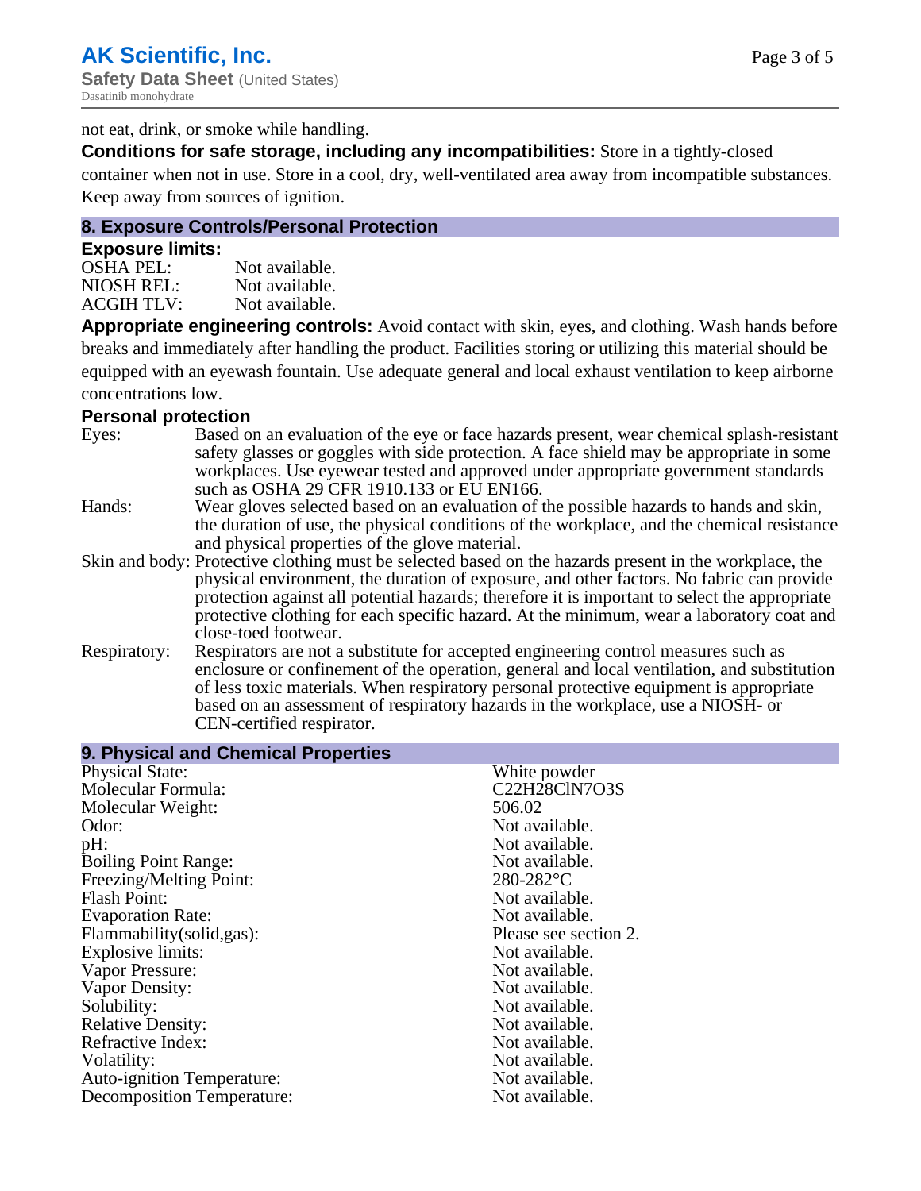not eat, drink, or smoke while handling.

**Conditions for safe storage, including any incompatibilities:** Store in a tightly-closed container when not in use. Store in a cool, dry, well-ventilated area away from incompatible substances. Keep away from sources of ignition.

## 8. Exposure Controls/Personal Protection

### Exposure limits:

| | |
|---|---|
| OSHA PEL: | Not available. |
| NIOSH REL: | Not available. |
| ACGIH TLV: | Not available. |

**Appropriate engineering controls:** Avoid contact with skin, eyes, and clothing. Wash hands before breaks and immediately after handling the product. Facilities storing or utilizing this material should be equipped with an eyewash fountain. Use adequate general and local exhaust ventilation to keep airborne concentrations low.

### Personal protection

| | |
|---|---|
| Eyes: | Based on an evaluation of the eye or face hazards present, wear chemical splash-resistant safety glasses or goggles with side protection. A face shield may be appropriate in some workplaces. Use eyewear tested and approved under appropriate government standards such as OSHA 29 CFR 1910.133 or EU EN166. |
| Hands: | Wear gloves selected based on an evaluation of the possible hazards to hands and skin, the duration of use, the physical conditions of the workplace, and the chemical resistance and physical properties of the glove material. |
| Skin and body: | Protective clothing must be selected based on the hazards present in the workplace, the physical environment, the duration of exposure, and other factors. No fabric can provide protection against all potential hazards; therefore it is important to select the appropriate protective clothing for each specific hazard. At the minimum, wear a laboratory coat and close-toed footwear. |
| Respiratory: | Respirators are not a substitute for accepted engineering control measures such as enclosure or confinement of the operation, general and local ventilation, and substitution of less toxic materials. When respiratory personal protective equipment is appropriate based on an assessment of respiratory hazards in the workplace, use a NIOSH- or CEN-certified respirator. |

## 9. Physical and Chemical Properties

| | |
|---|---|
| Physical State: | White powder |
| Molecular Formula: | $C_{22}H_{28}ClN_7O_3S$ |
| Molecular Weight: | 506.02 |
| Odor: | Not available. |
| pH: | Not available. |
| Boiling Point Range: | Not available. |
| Freezing/Melting Point: | 280-282°C |
| Flash Point: | Not available. |
| Evaporation Rate: | Not available. |
| Flammability(solid,gas): | Please see section 2. |
| Explosive limits: | Not available. |
| Vapor Pressure: | Not available. |
| Vapor Density: | Not available. |
| Solubility: | Not available. |
| Relative Density: | Not available. |
| Refractive Index: | Not available. |
| Volatility: | Not available. |
| Auto-ignition Temperature: | Not available. |
| Decomposition Temperature: | Not available. |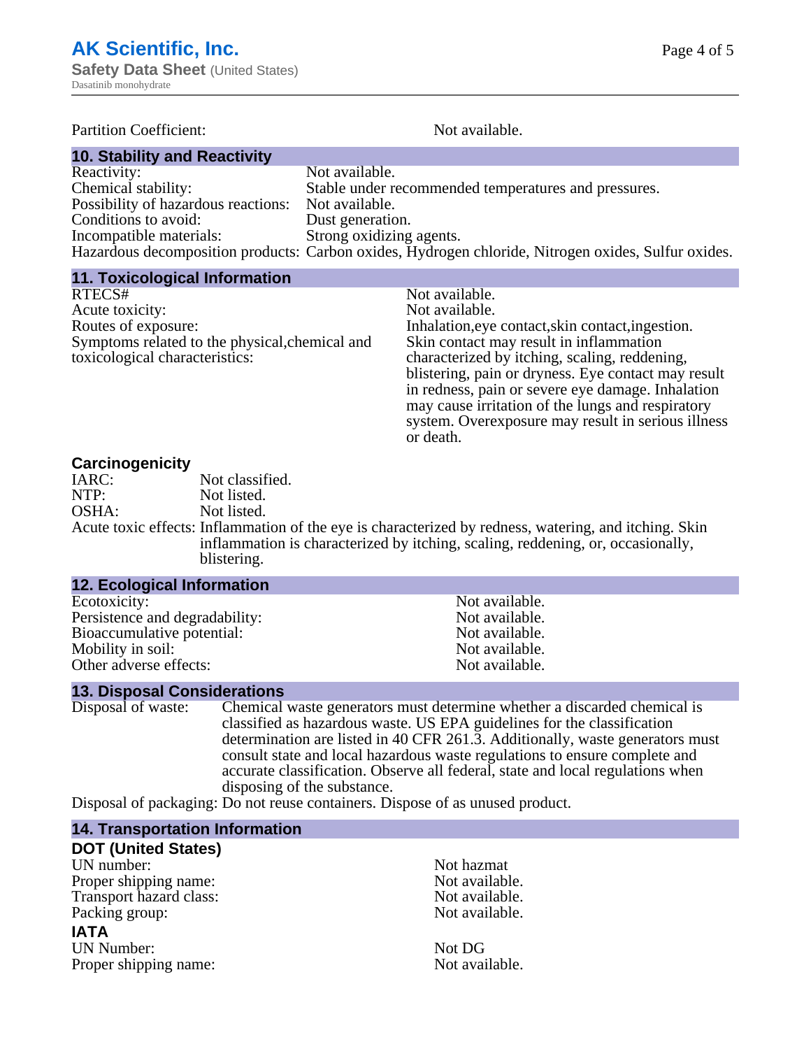Partition Coefficient: Not available.

## 10. Stability and Reactivity

Reactivity: Not available.
Chemical stability: Stable under recommended temperatures and pressures.
Possibility of hazardous reactions: Not available.
Conditions to avoid: Dust generation.
Incompatible materials: Strong oxidizing agents.
Hazardous decomposition products: Carbon oxides, Hydrogen chloride, Nitrogen oxides, Sulfur oxides.

## 11. Toxicological Information

RTECS#: Not available.
Acute toxicity: Not available.
Routes of exposure: Inhalation,eye contact,skin contact,ingestion.
Symptoms related to the physical,chemical and toxicological characteristics: Skin contact may result in inflammation characterized by itching, scaling, reddening, blistering, pain or dryness. Eye contact may result in redness, pain or severe eye damage. Inhalation may cause irritation of the lungs and respiratory system. Overexposure may result in serious illness or death.

### Carcinogenicity

IARC: Not classified.
NTP: Not listed.
OSHA: Not listed.
Acute toxic effects: Inflammation of the eye is characterized by redness, watering, and itching. Skin inflammation is characterized by itching, scaling, reddening, or, occasionally, blistering.

## 12. Ecological Information

Ecotoxicity: Not available.
Persistence and degradability: Not available.
Bioaccumulative potential: Not available.
Mobility in soil: Not available.
Other adverse effects: Not available.

## 13. Disposal Considerations

Disposal of waste: Chemical waste generators must determine whether a discarded chemical is classified as hazardous waste. US EPA guidelines for the classification determination are listed in 40 CFR 261.3. Additionally, waste generators must consult state and local hazardous waste regulations to ensure complete and accurate classification. Observe all federal, state and local regulations when disposing of the substance.

Disposal of packaging: Do not reuse containers. Dispose of as unused product.

## 14. Transportation Information

### DOT (United States)

UN number: Not hazmat
Proper shipping name: Not available.
Transport hazard class: Not available.
Packing group: Not available.

### IATA

UN Number: Not DG
Proper shipping name: Not available.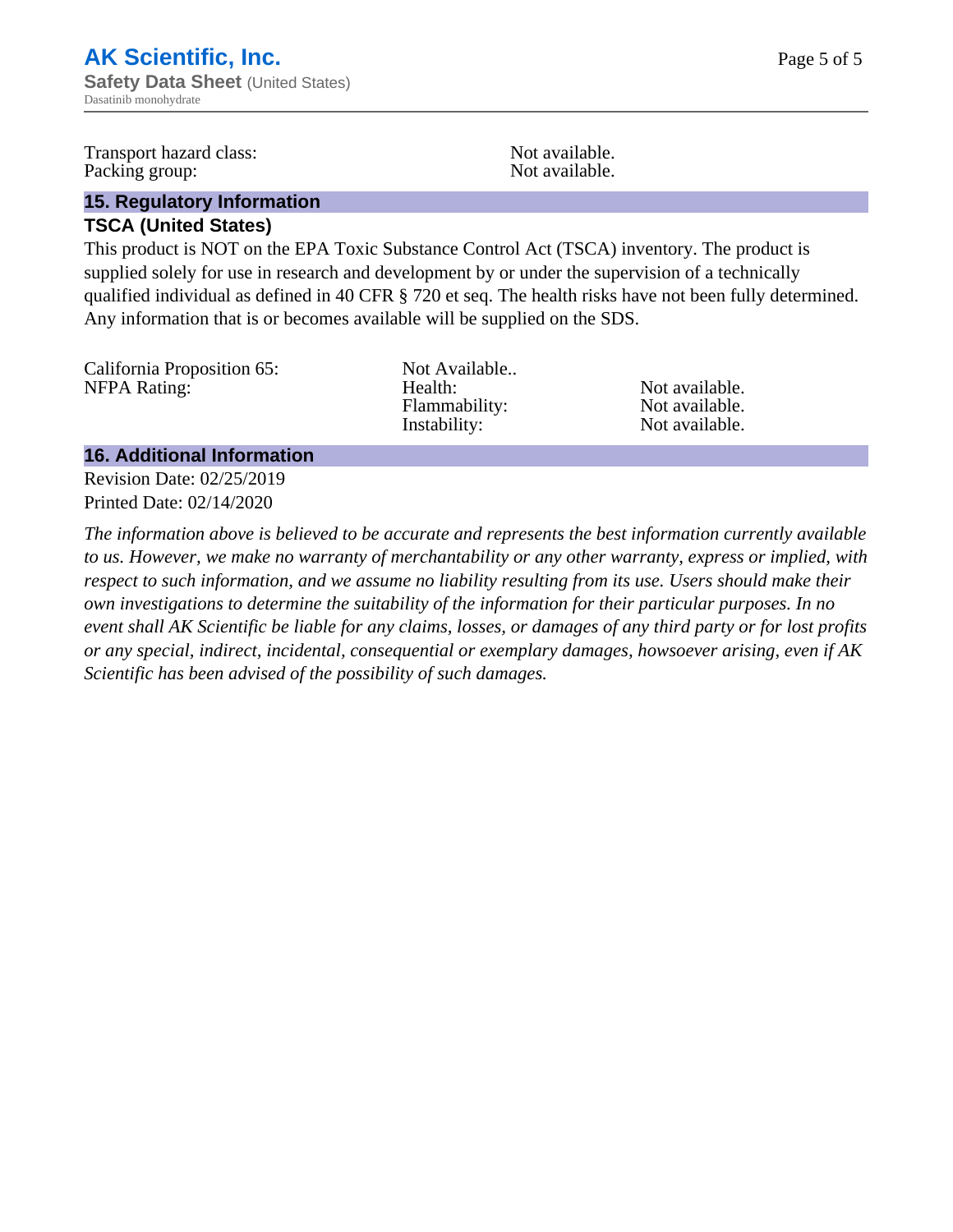| | |
|---|---|
| Transport hazard class: | Not available. |
| Packing group: | Not available. |

## 15. Regulatory Information

### TSCA (United States)

This product is NOT on the EPA Toxic Substance Control Act (TSCA) inventory. The product is supplied solely for use in research and development by or under the supervision of a technically qualified individual as defined in 40 CFR § 720 et seq. The health risks have not been fully determined. Any information that is or becomes available will be supplied on the SDS.

| | | |
|---|---|---|
| California Proposition 65: | Not Available.. | |
| NFPA Rating: | Health: | Not available. |
| | Flammability: | Not available. |
| | Instability: | Not available. |

## 16. Additional Information

Revision Date: 02/25/2019
Printed Date: 02/14/2020

*The information above is believed to be accurate and represents the best information currently available to us. However, we make no warranty of merchantability or any other warranty, express or implied, with respect to such information, and we assume no liability resulting from its use. Users should make their own investigations to determine the suitability of the information for their particular purposes. In no event shall AK Scientific be liable for any claims, losses, or damages of any third party or for lost profits or any special, indirect, incidental, consequential or exemplary damages, howsoever arising, even if AK Scientific has been advised of the possibility of such damages.*